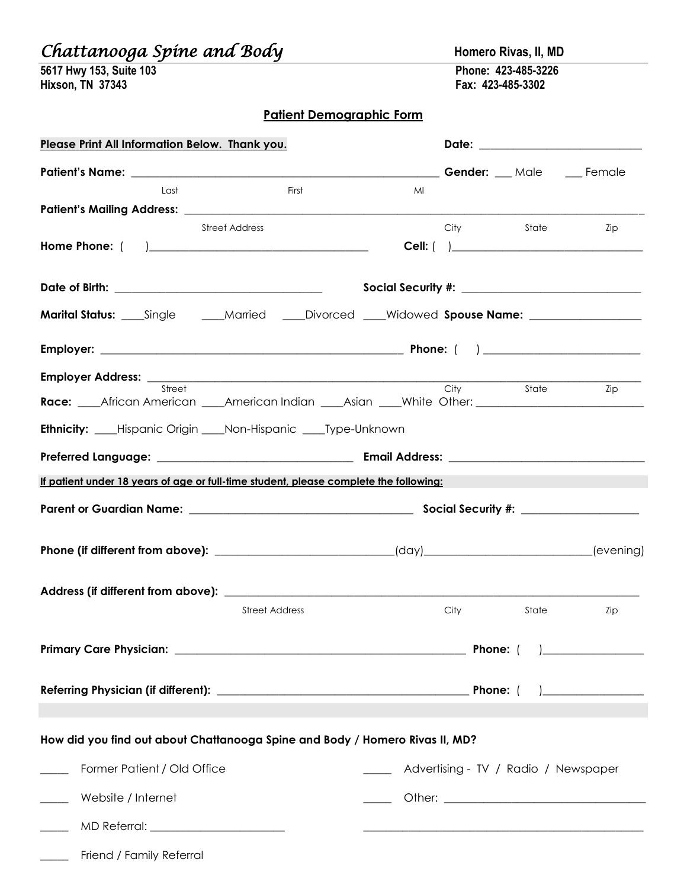# *Chattanooga Spine and Body*

**Homero Rivas, II, MD**

**5617 Hwy 153, Suite 103**
**Hixson, TN 37343**

**Phone: 423-485-3226**
**Fax: 423-485-3302**

## Patient Demographic Form

**Please Print All Information Below. Thank you.** **Date:** ___________________________

**Patient's Name:** ______________________________________________________ **Gender:** ___ Male ___ Female
Last First MI

**Patient's Mailing Address:** ________________________________________________________________________________
Street Address City State Zip

**Home Phone:** ( )_____________________________________ **Cell:** ( )________________________________

**Date of Birth:** ___________________________________ **Social Security #:** ______________________________

**Marital Status:** ____Single ____Married ____Divorced ____Widowed **Spouse Name:** __________________

**Employer:** ____________________________________________________ **Phone:** ( ) __________________________

**Employer Address:** ________________________________________________________________________________
Street City State Zip

**Race:** ____African American ____American Indian ____Asian ____White Other: ____________________________

**Ethnicity:** ____Hispanic Origin ____Non-Hispanic ____Type-Unknown

**Preferred Language:** _________________________________ **Email Address:** _________________________________

**If patient under 18 years of age or full-time student, please complete the following:**

**Parent or Guardian Name:** ________________________________________ **Social Security #:** ____________________

**Phone (if different from above):** ______________________________(day)____________________________(evening)

**Address (if different from above):** ____________________________________________________________________
Street Address City State Zip

**Primary Care Physician:** ____________________________________________________ **Phone:** ( )_________________

**Referring Physician (if different):** _____________________________________________ **Phone:** ( )_________________

**How did you find out about Chattanooga Spine and Body / Homero Rivas II, MD?**

_____ Former Patient / Old Office

_____ Website / Internet

_____ MD Referral: _______________________

_____ Friend / Family Referral

_____ Advertising - TV / Radio / Newspaper

_____ Other: ___________________________________

_______________________________________________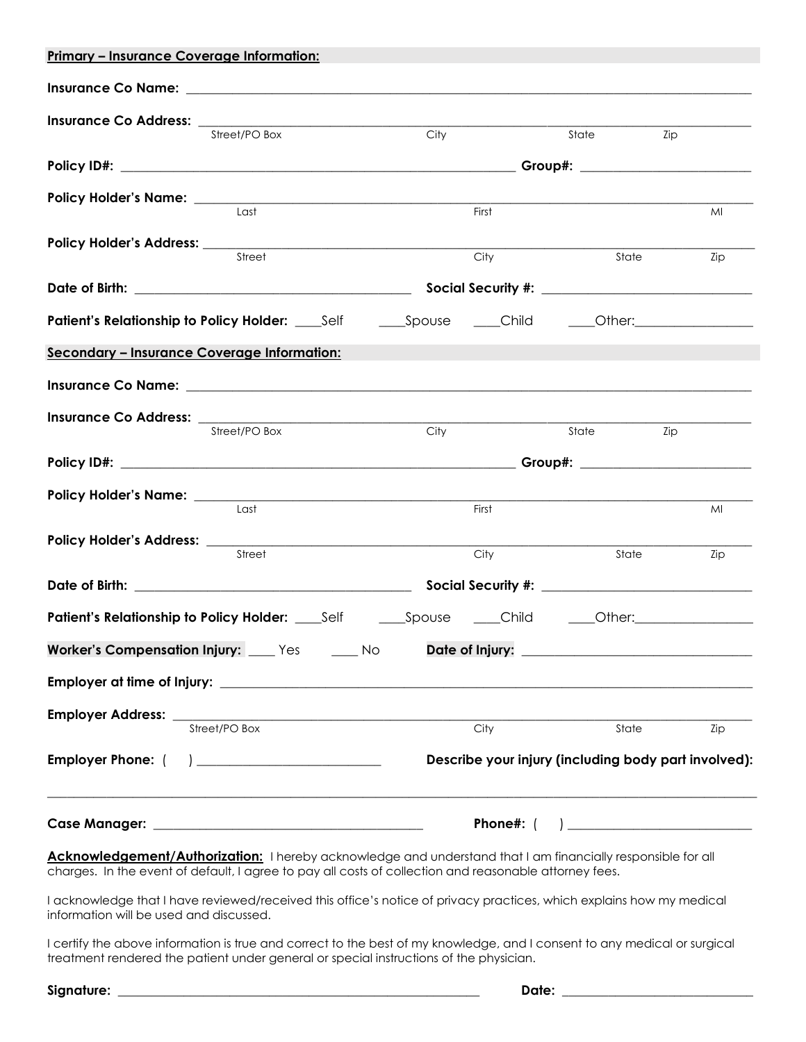**Primary – Insurance Coverage Information:**

**Insurance Co Name:** ______________________________________________

**Insurance Co Address:** ______________________________________________
Street/PO Box City State Zip

**Policy ID#:** ______________________________ **Group#:** ____________________

**Policy Holder's Name:** ______________________________________________
Last First MI

**Policy Holder's Address:** ______________________________________________
Street City State Zip

**Date of Birth:** ______________________ **Social Security #:** ______________________

**Patient's Relationship to Policy Holder:** ____Self ____Spouse ____Child ____Other:____________

**Secondary – Insurance Coverage Information:**

**Insurance Co Name:** ______________________________________________

**Insurance Co Address:** ______________________________________________
Street/PO Box City State Zip

**Policy ID#:** ______________________________ **Group#:** ____________________

**Policy Holder's Name:** ______________________________________________
Last First MI

**Policy Holder's Address:** ______________________________________________
Street City State Zip

**Date of Birth:** ______________________ **Social Security #:** ______________________

**Patient's Relationship to Policy Holder:** ____Self ____Spouse ____Child ____Other:____________

**Worker's Compensation Injury:** ____ Yes ____ No **Date of Injury:** ______________________

**Employer at time of Injury:** ______________________________________________

**Employer Address:** ______________________________________________
Street/PO Box City State Zip

**Employer Phone:** ( ) ____________________ **Describe your injury (including body part involved):**

______________________________________________________________________

**Case Manager:** ______________________________ **Phone#:** ( ) ____________________

**Acknowledgement/Authorization:** I hereby acknowledge and understand that I am financially responsible for all charges. In the event of default, I agree to pay all costs of collection and reasonable attorney fees.

I acknowledge that I have reviewed/received this office's notice of privacy practices, which explains how my medical information will be used and discussed.

I certify the above information is true and correct to the best of my knowledge, and I consent to any medical or surgical treatment rendered the patient under general or special instructions of the physician.

**Signature:** ______________________________________ **Date:** ____________________